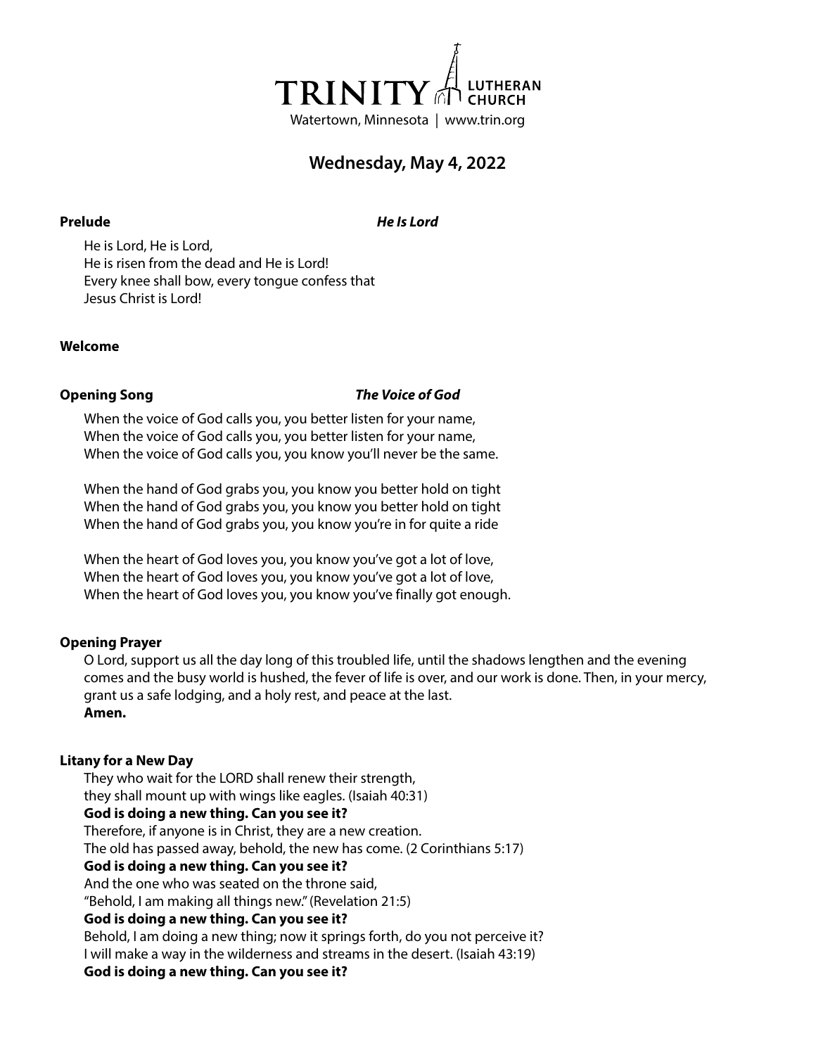TRINITY LUTHERAN CHURCH

Watertown, Minnesota | www.trin.org

## Wednesday, May 4, 2022

**Prelude** ***He Is Lord***

He is Lord, He is Lord,
He is risen from the dead and He is Lord!
Every knee shall bow, every tongue confess that
Jesus Christ is Lord!

**Welcome**

**Opening Song** ***The Voice of God***

When the voice of God calls you, you better listen for your name,
When the voice of God calls you, you better listen for your name,
When the voice of God calls you, you know you'll never be the same.

When the hand of God grabs you, you know you better hold on tight
When the hand of God grabs you, you know you better hold on tight
When the hand of God grabs you, you know you're in for quite a ride

When the heart of God loves you, you know you've got a lot of love,
When the heart of God loves you, you know you've got a lot of love,
When the heart of God loves you, you know you've finally got enough.

**Opening Prayer**

O Lord, support us all the day long of this troubled life, until the shadows lengthen and the evening comes and the busy world is hushed, the fever of life is over, and our work is done. Then, in your mercy, grant us a safe lodging, and a holy rest, and peace at the last.
**Amen.**

**Litany for a New Day**

They who wait for the LORD shall renew their strength,
they shall mount up with wings like eagles. (Isaiah 40:31)
**God is doing a new thing. Can you see it?**
Therefore, if anyone is in Christ, they are a new creation.
The old has passed away, behold, the new has come. (2 Corinthians 5:17)
**God is doing a new thing. Can you see it?**
And the one who was seated on the throne said,
"Behold, I am making all things new." (Revelation 21:5)
**God is doing a new thing. Can you see it?**
Behold, I am doing a new thing; now it springs forth, do you not perceive it?
I will make a way in the wilderness and streams in the desert. (Isaiah 43:19)
**God is doing a new thing. Can you see it?**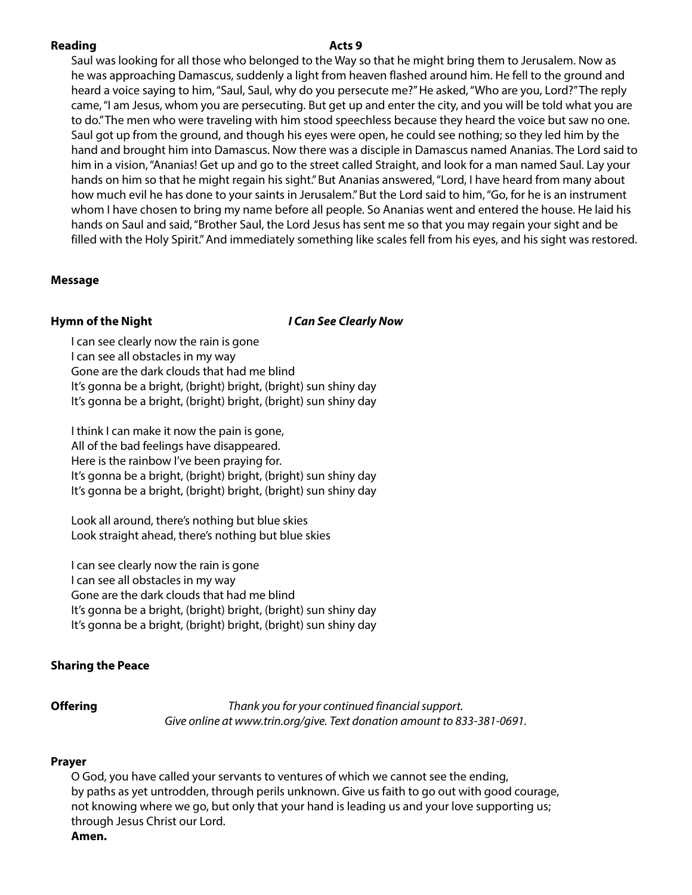**Reading** **Acts 9**

Saul was looking for all those who belonged to the Way so that he might bring them to Jerusalem. Now as he was approaching Damascus, suddenly a light from heaven flashed around him. He fell to the ground and heard a voice saying to him, "Saul, Saul, why do you persecute me?" He asked, "Who are you, Lord?" The reply came, "I am Jesus, whom you are persecuting. But get up and enter the city, and you will be told what you are to do." The men who were traveling with him stood speechless because they heard the voice but saw no one. Saul got up from the ground, and though his eyes were open, he could see nothing; so they led him by the hand and brought him into Damascus. Now there was a disciple in Damascus named Ananias. The Lord said to him in a vision, "Ananias! Get up and go to the street called Straight, and look for a man named Saul. Lay your hands on him so that he might regain his sight." But Ananias answered, "Lord, I have heard from many about how much evil he has done to your saints in Jerusalem." But the Lord said to him, "Go, for he is an instrument whom I have chosen to bring my name before all people. So Ananias went and entered the house. He laid his hands on Saul and said, "Brother Saul, the Lord Jesus has sent me so that you may regain your sight and be filled with the Holy Spirit." And immediately something like scales fell from his eyes, and his sight was restored.

**Message**

**Hymn of the Night** ***I Can See Clearly Now***

I can see clearly now the rain is gone
I can see all obstacles in my way
Gone are the dark clouds that had me blind
It's gonna be a bright, (bright) bright, (bright) sun shiny day
It's gonna be a bright, (bright) bright, (bright) sun shiny day

I think I can make it now the pain is gone,
All of the bad feelings have disappeared.
Here is the rainbow I've been praying for.
It's gonna be a bright, (bright) bright, (bright) sun shiny day
It's gonna be a bright, (bright) bright, (bright) sun shiny day

Look all around, there's nothing but blue skies
Look straight ahead, there's nothing but blue skies

I can see clearly now the rain is gone
I can see all obstacles in my way
Gone are the dark clouds that had me blind
It's gonna be a bright, (bright) bright, (bright) sun shiny day
It's gonna be a bright, (bright) bright, (bright) sun shiny day

**Sharing the Peace**

**Offering** *Thank you for your continued financial support.*
*Give online at www.trin.org/give. Text donation amount to 833-381-0691.*

**Prayer**

O God, you have called your servants to ventures of which we cannot see the ending,
by paths as yet untrodden, through perils unknown. Give us faith to go out with good courage,
not knowing where we go, but only that your hand is leading us and your love supporting us;
through Jesus Christ our Lord.
**Amen.**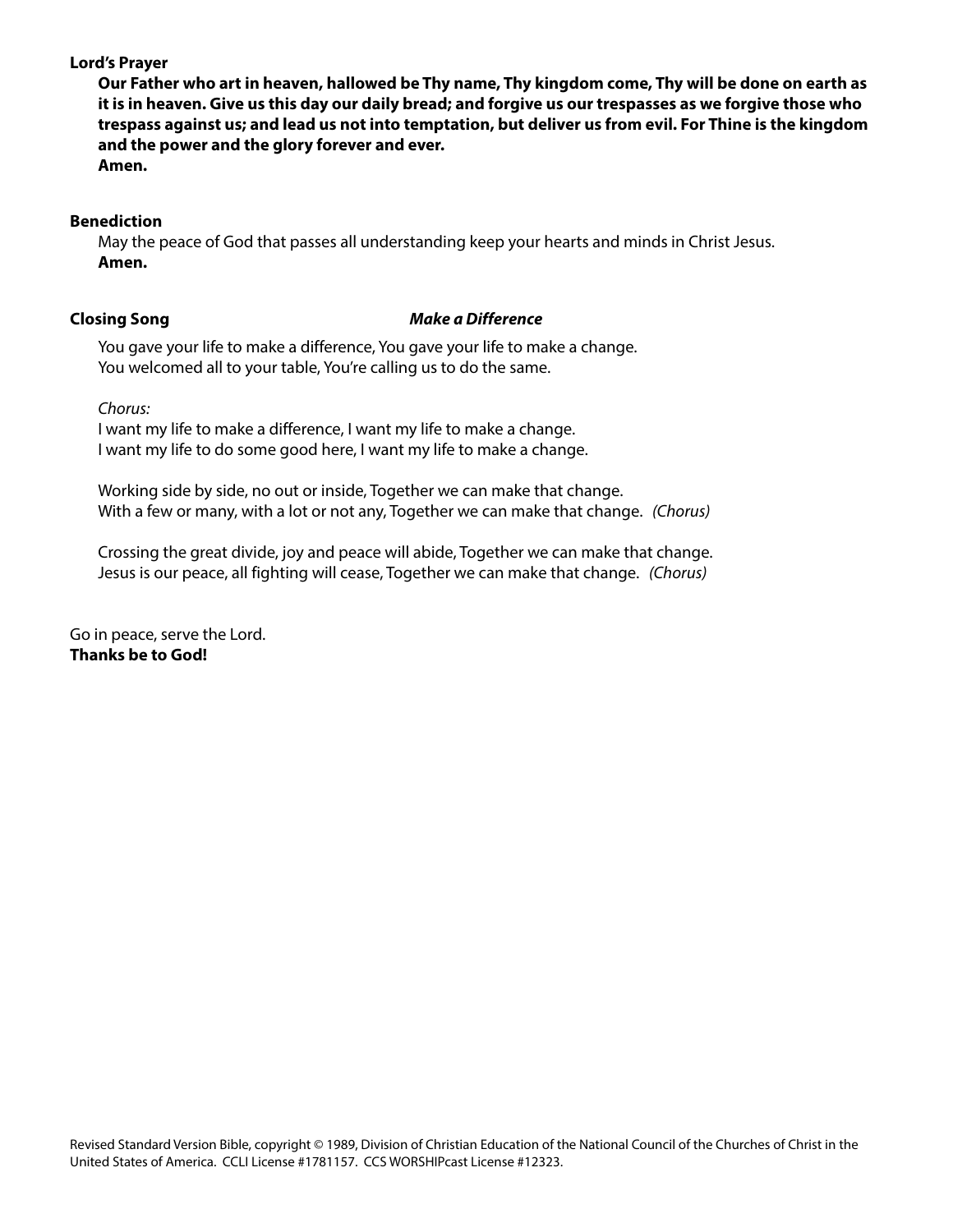**Lord's Prayer**

**Our Father who art in heaven, hallowed be Thy name, Thy kingdom come, Thy will be done on earth as it is in heaven. Give us this day our daily bread; and forgive us our trespasses as we forgive those who trespass against us; and lead us not into temptation, but deliver us from evil. For Thine is the kingdom and the power and the glory forever and ever.**
**Amen.**

**Benediction**

May the peace of God that passes all understanding keep your hearts and minds in Christ Jesus.
**Amen.**

**Closing Song** ***Make a Difference***

You gave your life to make a difference, You gave your life to make a change.
You welcomed all to your table, You're calling us to do the same.

*Chorus:*
I want my life to make a difference, I want my life to make a change.
I want my life to do some good here, I want my life to make a change.

Working side by side, no out or inside, Together we can make that change.
With a few or many, with a lot or not any, Together we can make that change. *(Chorus)*

Crossing the great divide, joy and peace will abide, Together we can make that change.
Jesus is our peace, all fighting will cease, Together we can make that change. *(Chorus)*

Go in peace, serve the Lord.
**Thanks be to God!**

Revised Standard Version Bible, copyright © 1989, Division of Christian Education of the National Council of the Churches of Christ in the United States of America. CCLI License #1781157. CCS WORSHIPcast License #12323.